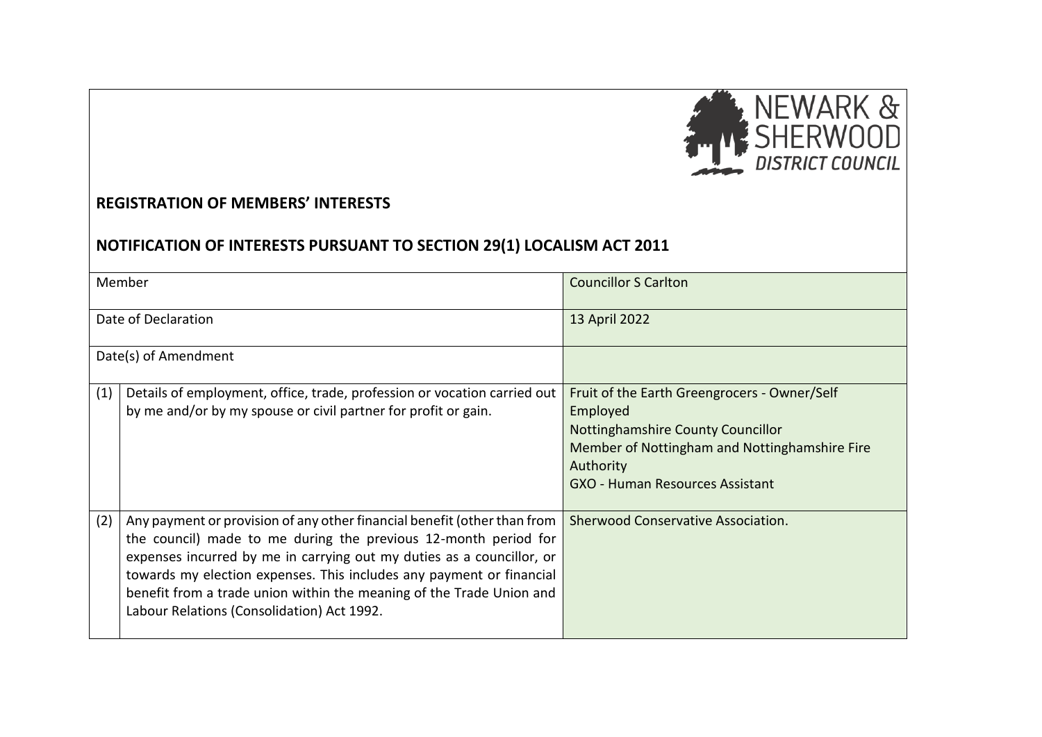NEWARK & SHERWOOD DISTRICT COUNCIL

**REGISTRATION OF MEMBERS' INTERESTS**

**NOTIFICATION OF INTERESTS PURSUANT TO SECTION 29(1) LOCALISM ACT 2011**

| | | |
|---|---|---|
| Member | | Councillor S Carlton |
| Date of Declaration | | 13 April 2022 |
| Date(s) of Amendment | | |
| (1) | Details of employment, office, trade, profession or vocation carried out by me and/or by my spouse or civil partner for profit or gain. | Fruit of the Earth Greengrocers - Owner/Self Employed<br>Nottinghamshire County Councillor<br>Member of Nottingham and Nottinghamshire Fire Authority<br>GXO - Human Resources Assistant |
| (2) | Any payment or provision of any other financial benefit (other than from the council) made to me during the previous 12-month period for expenses incurred by me in carrying out my duties as a councillor, or towards my election expenses. This includes any payment or financial benefit from a trade union within the meaning of the Trade Union and Labour Relations (Consolidation) Act 1992. | Sherwood Conservative Association. |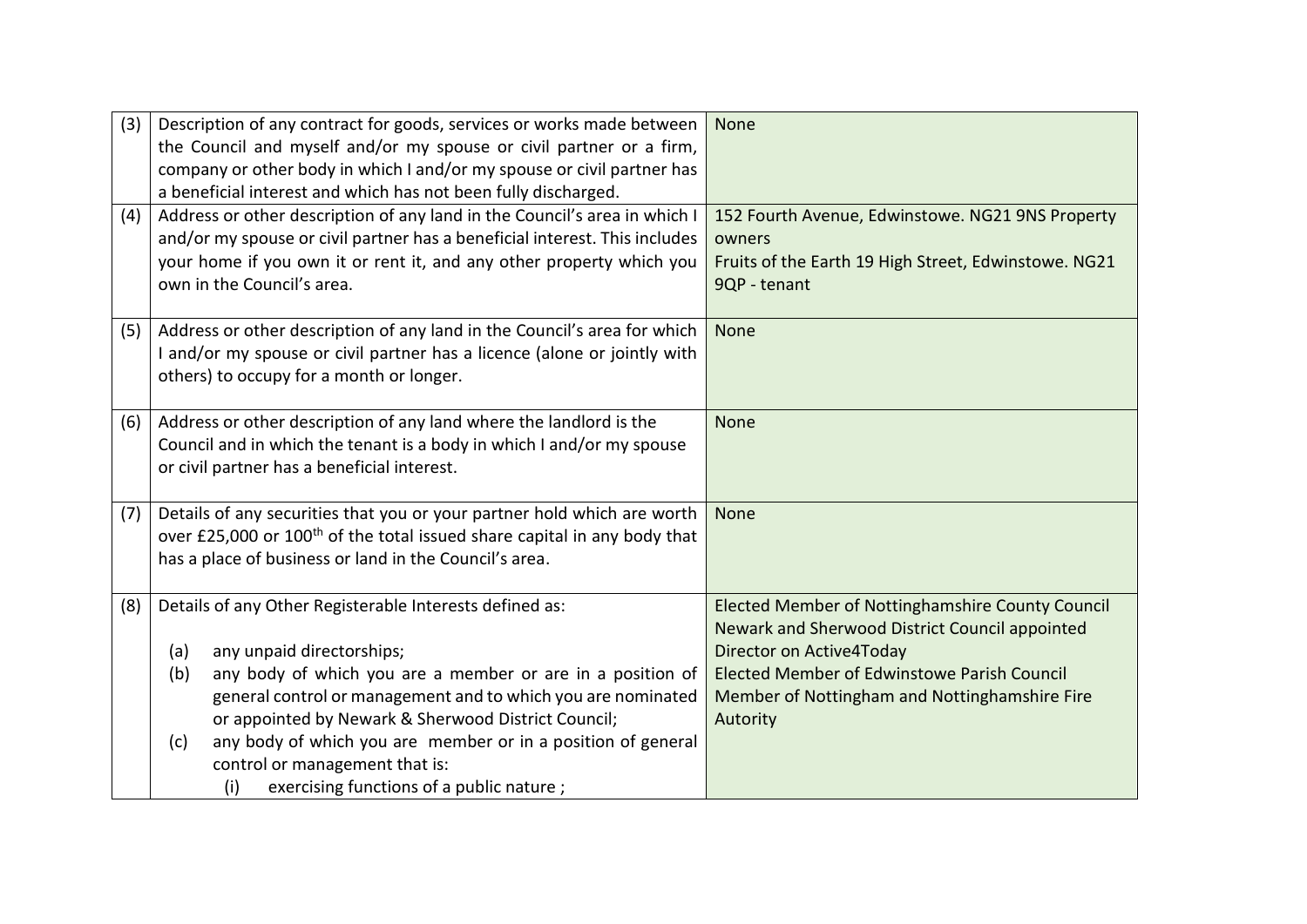| | | |
|---|---|---|
| (3) | Description of any contract for goods, services or works made between the Council and myself and/or my spouse or civil partner or a firm, company or other body in which I and/or my spouse or civil partner has a beneficial interest and which has not been fully discharged. | None |
| (4) | Address or other description of any land in the Council's area in which I and/or my spouse or civil partner has a beneficial interest. This includes your home if you own it or rent it, and any other property which you own in the Council's area. | 152 Fourth Avenue, Edwinstowe. NG21 9NS Property owners<br>Fruits of the Earth 19 High Street, Edwinstowe. NG21 9QP - tenant |
| (5) | Address or other description of any land in the Council's area for which I and/or my spouse or civil partner has a licence (alone or jointly with others) to occupy for a month or longer. | None |
| (6) | Address or other description of any land where the landlord is the Council and in which the tenant is a body in which I and/or my spouse or civil partner has a beneficial interest. | None |
| (7) | Details of any securities that you or your partner hold which are worth over £25,000 or 100th of the total issued share capital in any body that has a place of business or land in the Council's area. | None |
| (8) | Details of any Other Registerable Interests defined as:<br>(a) any unpaid directorships;<br>(b) any body of which you are a member or are in a position of general control or management and to which you are nominated or appointed by Newark & Sherwood District Council;<br>(c) any body of which you are member or in a position of general control or management that is:<br>(i) exercising functions of a public nature ; | Elected Member of Nottinghamshire County Council<br>Newark and Sherwood District Council appointed Director on Active4Today<br>Elected Member of Edwinstowe Parish Council<br>Member of Nottingham and Nottinghamshire Fire Autority |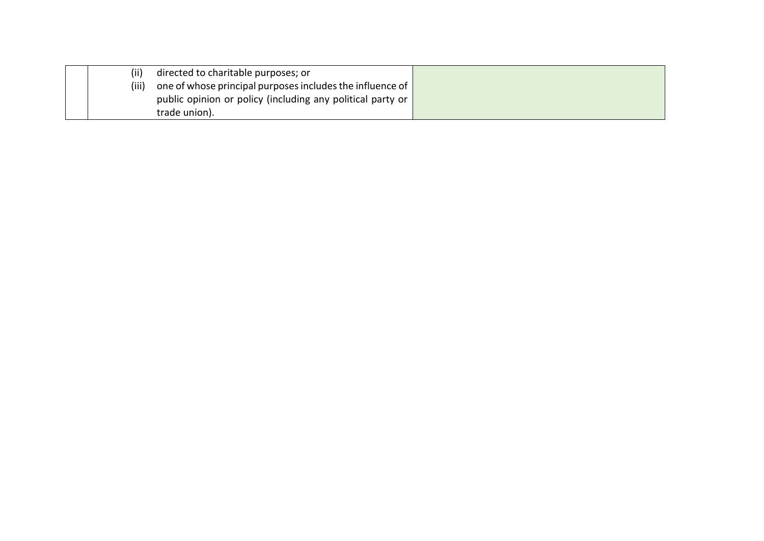| | | |
|---|---|---|
| | (ii) directed to charitable purposes; or<br>(iii) one of whose principal purposes includes the influence of public opinion or policy (including any political party or trade union). | |